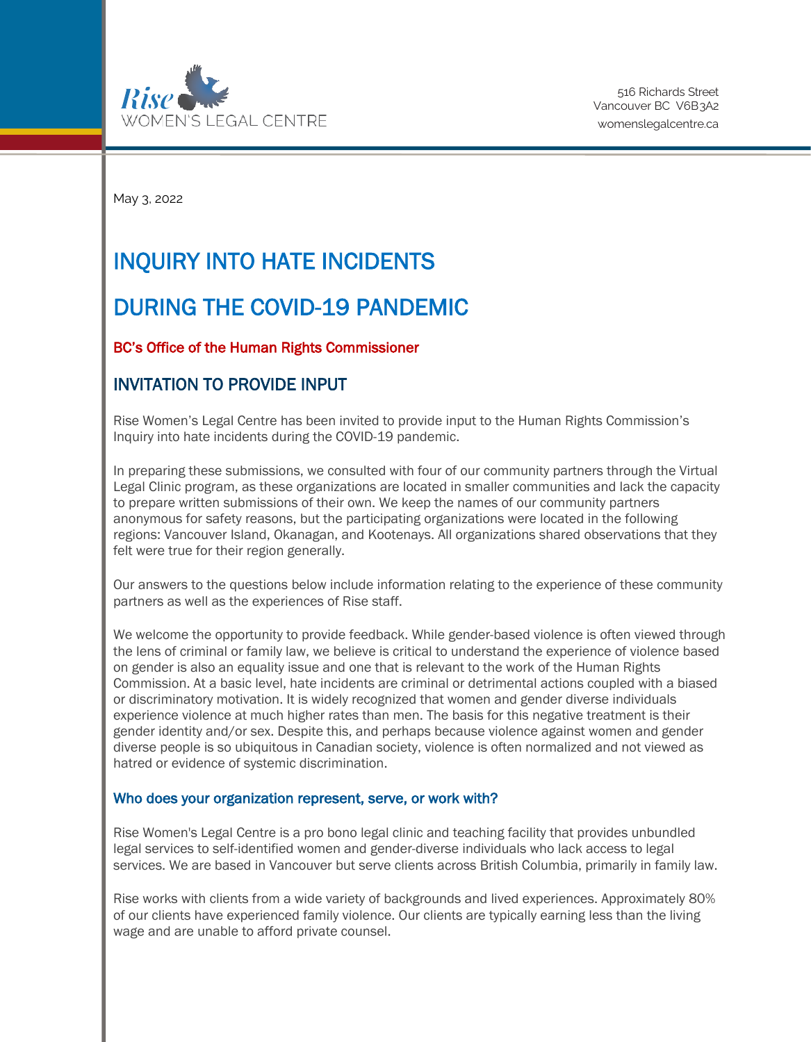Rise WOMEN'S LEGAL CENTRE

516 Richards Street
Vancouver BC V6B3A2
womenslegalcentre.ca

May 3, 2022

# INQUIRY INTO HATE INCIDENTS DURING THE COVID-19 PANDEMIC

### BC's Office of the Human Rights Commissioner

## INVITATION TO PROVIDE INPUT

Rise Women's Legal Centre has been invited to provide input to the Human Rights Commission's Inquiry into hate incidents during the COVID-19 pandemic.

In preparing these submissions, we consulted with four of our community partners through the Virtual Legal Clinic program, as these organizations are located in smaller communities and lack the capacity to prepare written submissions of their own. We keep the names of our community partners anonymous for safety reasons, but the participating organizations were located in the following regions: Vancouver Island, Okanagan, and Kootenays. All organizations shared observations that they felt were true for their region generally.

Our answers to the questions below include information relating to the experience of these community partners as well as the experiences of Rise staff.

We welcome the opportunity to provide feedback. While gender-based violence is often viewed through the lens of criminal or family law, we believe is critical to understand the experience of violence based on gender is also an equality issue and one that is relevant to the work of the Human Rights Commission. At a basic level, hate incidents are criminal or detrimental actions coupled with a biased or discriminatory motivation. It is widely recognized that women and gender diverse individuals experience violence at much higher rates than men. The basis for this negative treatment is their gender identity and/or sex. Despite this, and perhaps because violence against women and gender diverse people is so ubiquitous in Canadian society, violence is often normalized and not viewed as hatred or evidence of systemic discrimination.

### Who does your organization represent, serve, or work with?

Rise Women's Legal Centre is a pro bono legal clinic and teaching facility that provides unbundled legal services to self-identified women and gender-diverse individuals who lack access to legal services. We are based in Vancouver but serve clients across British Columbia, primarily in family law.

Rise works with clients from a wide variety of backgrounds and lived experiences. Approximately 80% of our clients have experienced family violence. Our clients are typically earning less than the living wage and are unable to afford private counsel.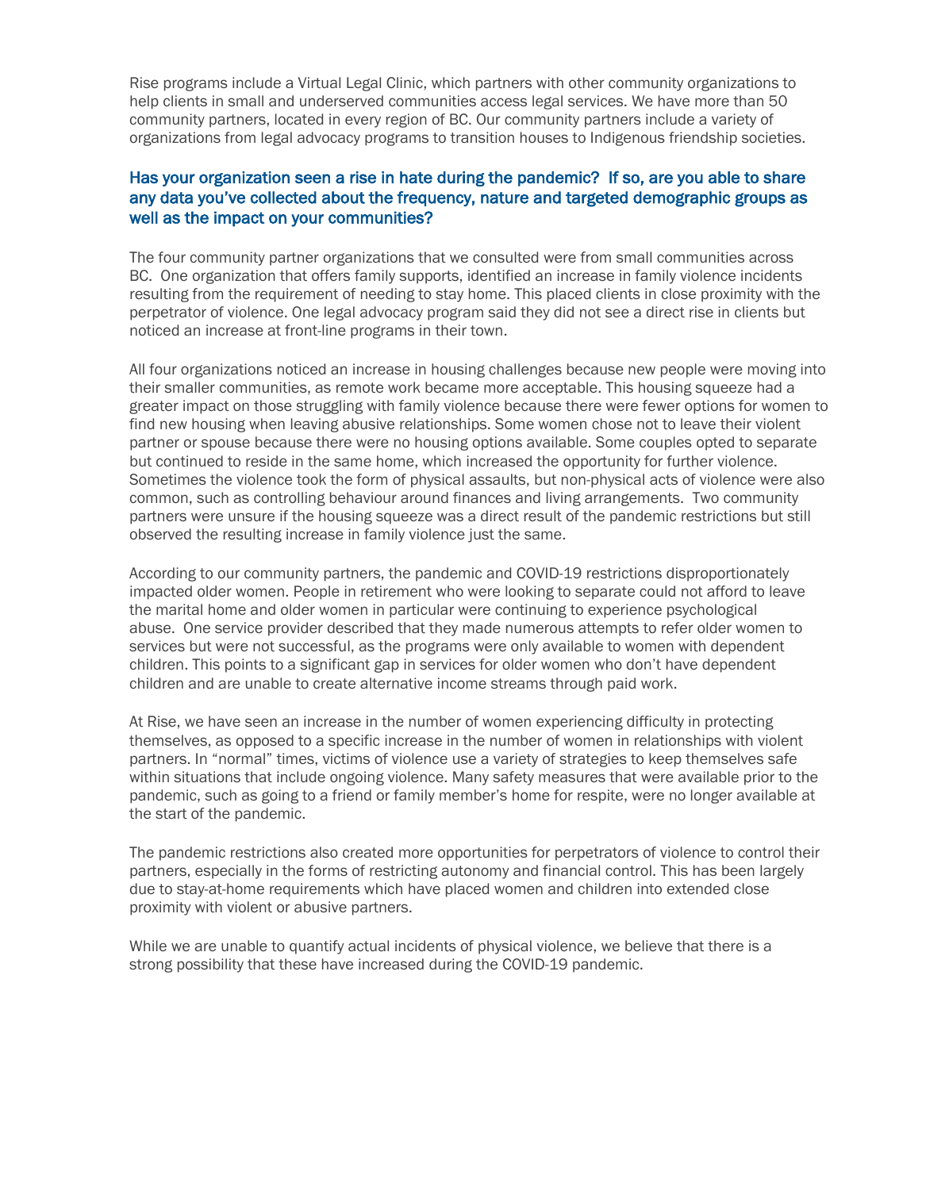Rise programs include a Virtual Legal Clinic, which partners with other community organizations to help clients in small and underserved communities access legal services. We have more than 50 community partners, located in every region of BC. Our community partners include a variety of organizations from legal advocacy programs to transition houses to Indigenous friendship societies.

### Has your organization seen a rise in hate during the pandemic? If so, are you able to share any data you've collected about the frequency, nature and targeted demographic groups as well as the impact on your communities?

The four community partner organizations that we consulted were from small communities across BC. One organization that offers family supports, identified an increase in family violence incidents resulting from the requirement of needing to stay home. This placed clients in close proximity with the perpetrator of violence. One legal advocacy program said they did not see a direct rise in clients but noticed an increase at front-line programs in their town.

All four organizations noticed an increase in housing challenges because new people were moving into their smaller communities, as remote work became more acceptable. This housing squeeze had a greater impact on those struggling with family violence because there were fewer options for women to find new housing when leaving abusive relationships. Some women chose not to leave their violent partner or spouse because there were no housing options available. Some couples opted to separate but continued to reside in the same home, which increased the opportunity for further violence. Sometimes the violence took the form of physical assaults, but non-physical acts of violence were also common, such as controlling behaviour around finances and living arrangements. Two community partners were unsure if the housing squeeze was a direct result of the pandemic restrictions but still observed the resulting increase in family violence just the same.

According to our community partners, the pandemic and COVID-19 restrictions disproportionately impacted older women. People in retirement who were looking to separate could not afford to leave the marital home and older women in particular were continuing to experience psychological abuse. One service provider described that they made numerous attempts to refer older women to services but were not successful, as the programs were only available to women with dependent children. This points to a significant gap in services for older women who don't have dependent children and are unable to create alternative income streams through paid work.

At Rise, we have seen an increase in the number of women experiencing difficulty in protecting themselves, as opposed to a specific increase in the number of women in relationships with violent partners. In "normal" times, victims of violence use a variety of strategies to keep themselves safe within situations that include ongoing violence. Many safety measures that were available prior to the pandemic, such as going to a friend or family member's home for respite, were no longer available at the start of the pandemic.

The pandemic restrictions also created more opportunities for perpetrators of violence to control their partners, especially in the forms of restricting autonomy and financial control. This has been largely due to stay-at-home requirements which have placed women and children into extended close proximity with violent or abusive partners.

While we are unable to quantify actual incidents of physical violence, we believe that there is a strong possibility that these have increased during the COVID-19 pandemic.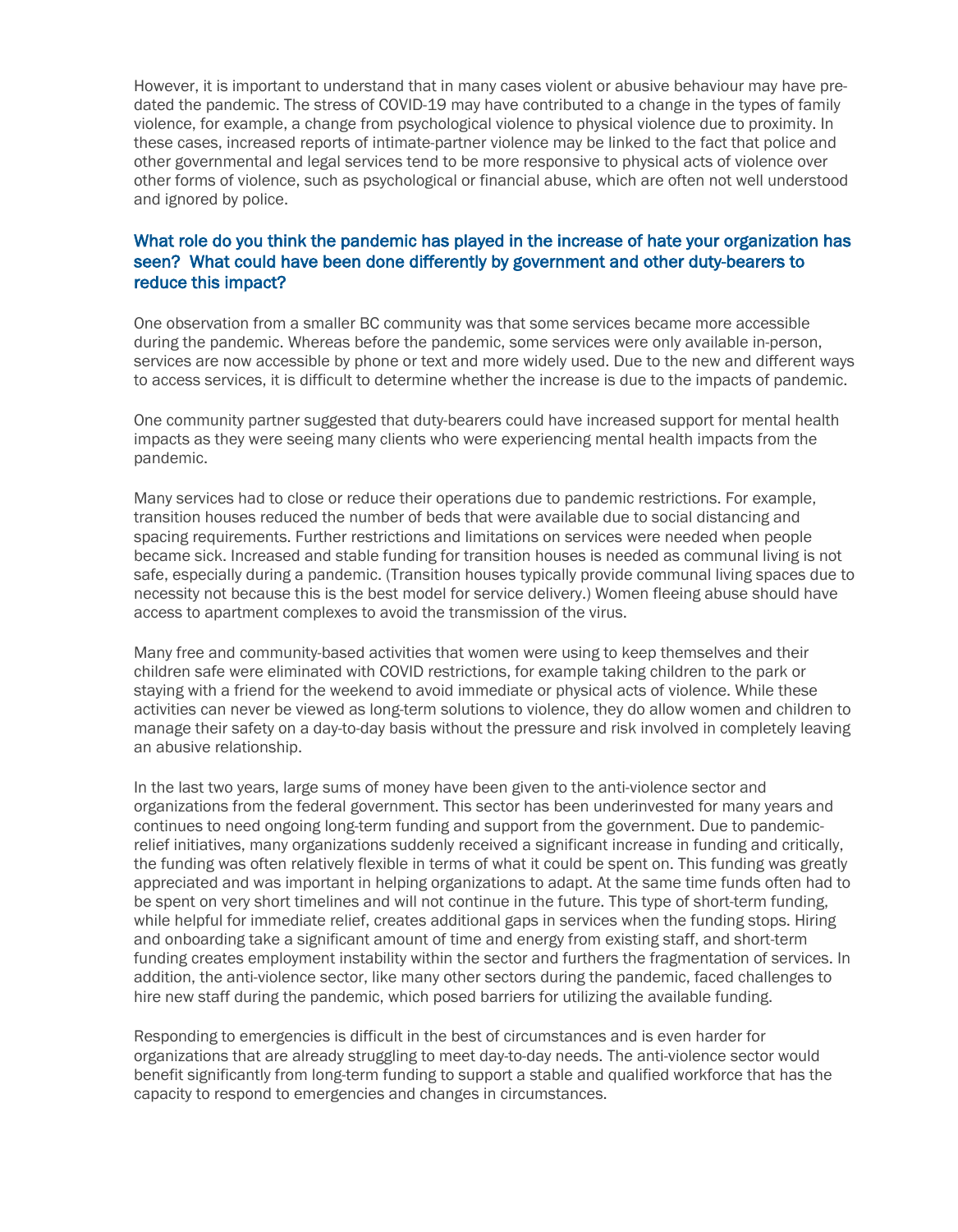However, it is important to understand that in many cases violent or abusive behaviour may have pre-dated the pandemic. The stress of COVID-19 may have contributed to a change in the types of family violence, for example, a change from psychological violence to physical violence due to proximity. In these cases, increased reports of intimate-partner violence may be linked to the fact that police and other governmental and legal services tend to be more responsive to physical acts of violence over other forms of violence, such as psychological or financial abuse, which are often not well understood and ignored by police.

### What role do you think the pandemic has played in the increase of hate your organization has seen? What could have been done differently by government and other duty-bearers to reduce this impact?

One observation from a smaller BC community was that some services became more accessible during the pandemic. Whereas before the pandemic, some services were only available in-person, services are now accessible by phone or text and more widely used. Due to the new and different ways to access services, it is difficult to determine whether the increase is due to the impacts of pandemic.

One community partner suggested that duty-bearers could have increased support for mental health impacts as they were seeing many clients who were experiencing mental health impacts from the pandemic.

Many services had to close or reduce their operations due to pandemic restrictions. For example, transition houses reduced the number of beds that were available due to social distancing and spacing requirements. Further restrictions and limitations on services were needed when people became sick. Increased and stable funding for transition houses is needed as communal living is not safe, especially during a pandemic. (Transition houses typically provide communal living spaces due to necessity not because this is the best model for service delivery.) Women fleeing abuse should have access to apartment complexes to avoid the transmission of the virus.

Many free and community-based activities that women were using to keep themselves and their children safe were eliminated with COVID restrictions, for example taking children to the park or staying with a friend for the weekend to avoid immediate or physical acts of violence. While these activities can never be viewed as long-term solutions to violence, they do allow women and children to manage their safety on a day-to-day basis without the pressure and risk involved in completely leaving an abusive relationship.

In the last two years, large sums of money have been given to the anti-violence sector and organizations from the federal government. This sector has been underinvested for many years and continues to need ongoing long-term funding and support from the government. Due to pandemic-relief initiatives, many organizations suddenly received a significant increase in funding and critically, the funding was often relatively flexible in terms of what it could be spent on. This funding was greatly appreciated and was important in helping organizations to adapt. At the same time funds often had to be spent on very short timelines and will not continue in the future. This type of short-term funding, while helpful for immediate relief, creates additional gaps in services when the funding stops. Hiring and onboarding take a significant amount of time and energy from existing staff, and short-term funding creates employment instability within the sector and furthers the fragmentation of services. In addition, the anti-violence sector, like many other sectors during the pandemic, faced challenges to hire new staff during the pandemic, which posed barriers for utilizing the available funding.

Responding to emergencies is difficult in the best of circumstances and is even harder for organizations that are already struggling to meet day-to-day needs. The anti-violence sector would benefit significantly from long-term funding to support a stable and qualified workforce that has the capacity to respond to emergencies and changes in circumstances.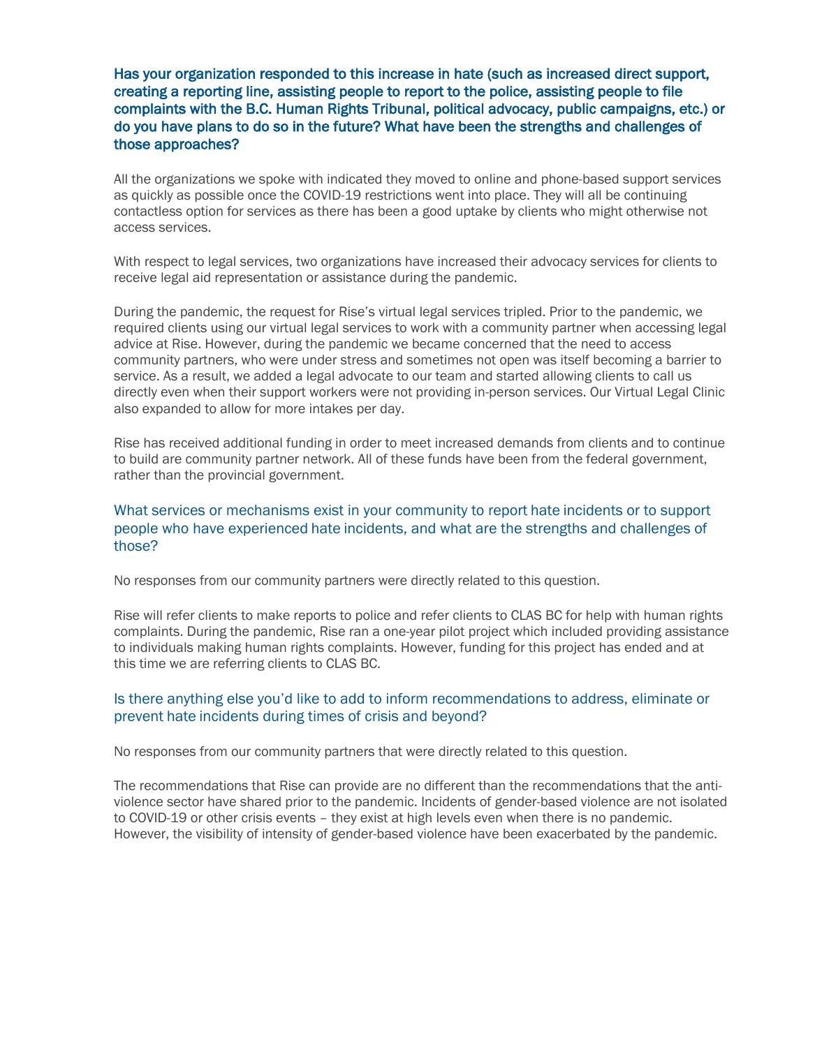### Has your organization responded to this increase in hate (such as increased direct support, creating a reporting line, assisting people to report to the police, assisting people to file complaints with the B.C. Human Rights Tribunal, political advocacy, public campaigns, etc.) or do you have plans to do so in the future? What have been the strengths and challenges of those approaches?

All the organizations we spoke with indicated they moved to online and phone-based support services as quickly as possible once the COVID-19 restrictions went into place. They will all be continuing contactless option for services as there has been a good uptake by clients who might otherwise not access services.

With respect to legal services, two organizations have increased their advocacy services for clients to receive legal aid representation or assistance during the pandemic.

During the pandemic, the request for Rise's virtual legal services tripled. Prior to the pandemic, we required clients using our virtual legal services to work with a community partner when accessing legal advice at Rise. However, during the pandemic we became concerned that the need to access community partners, who were under stress and sometimes not open was itself becoming a barrier to service. As a result, we added a legal advocate to our team and started allowing clients to call us directly even when their support workers were not providing in-person services. Our Virtual Legal Clinic also expanded to allow for more intakes per day.

Rise has received additional funding in order to meet increased demands from clients and to continue to build are community partner network. All of these funds have been from the federal government, rather than the provincial government.

### What services or mechanisms exist in your community to report hate incidents or to support people who have experienced hate incidents, and what are the strengths and challenges of those?

No responses from our community partners were directly related to this question.

Rise will refer clients to make reports to police and refer clients to CLAS BC for help with human rights complaints. During the pandemic, Rise ran a one-year pilot project which included providing assistance to individuals making human rights complaints. However, funding for this project has ended and at this time we are referring clients to CLAS BC.

### Is there anything else you'd like to add to inform recommendations to address, eliminate or prevent hate incidents during times of crisis and beyond?

No responses from our community partners that were directly related to this question.

The recommendations that Rise can provide are no different than the recommendations that the anti-violence sector have shared prior to the pandemic. Incidents of gender-based violence are not isolated to COVID-19 or other crisis events – they exist at high levels even when there is no pandemic. However, the visibility of intensity of gender-based violence have been exacerbated by the pandemic.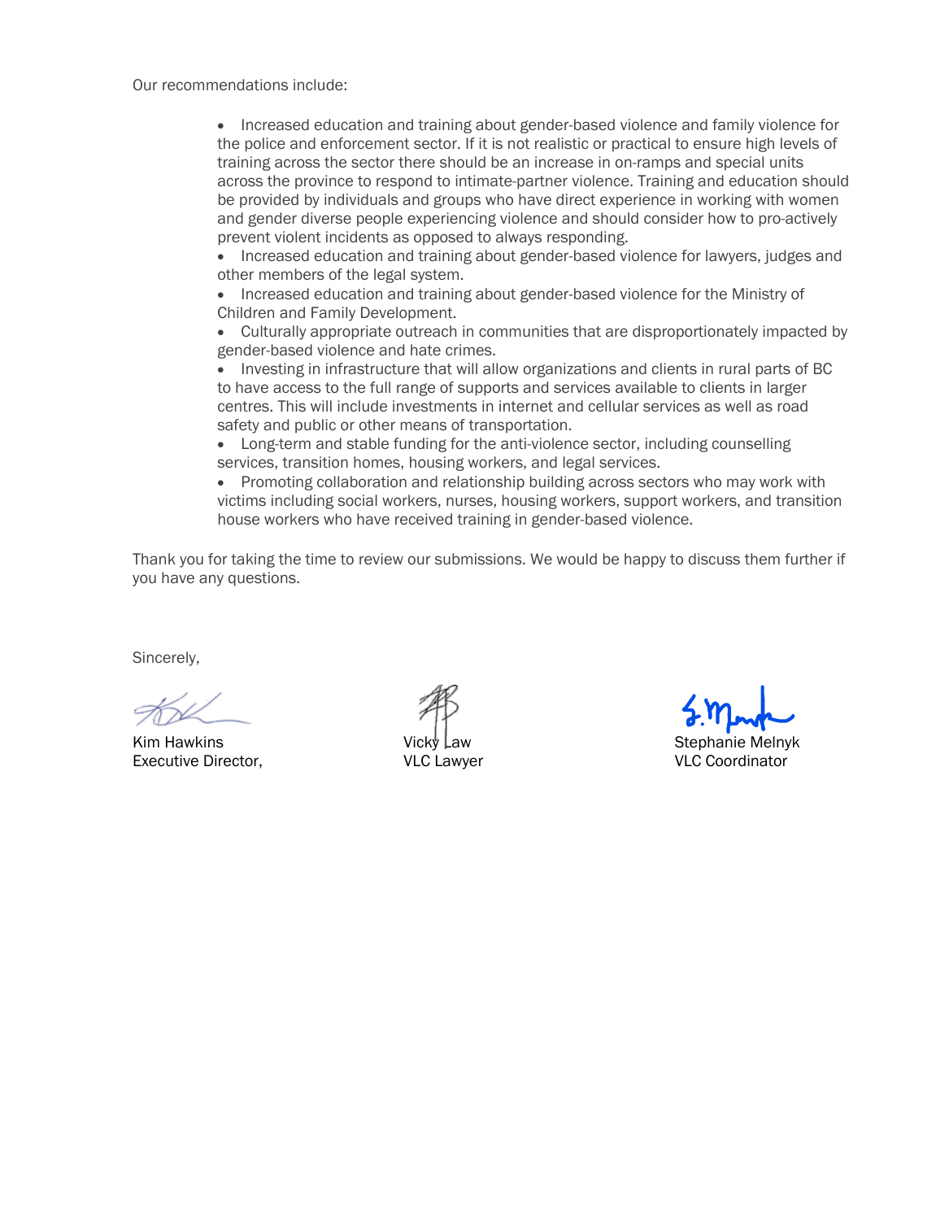Our recommendations include:

- Increased education and training about gender-based violence and family violence for the police and enforcement sector. If it is not realistic or practical to ensure high levels of training across the sector there should be an increase in on-ramps and special units across the province to respond to intimate-partner violence. Training and education should be provided by individuals and groups who have direct experience in working with women and gender diverse people experiencing violence and should consider how to pro-actively prevent violent incidents as opposed to always responding.
- Increased education and training about gender-based violence for lawyers, judges and other members of the legal system.
- Increased education and training about gender-based violence for the Ministry of Children and Family Development.
- Culturally appropriate outreach in communities that are disproportionately impacted by gender-based violence and hate crimes.
- Investing in infrastructure that will allow organizations and clients in rural parts of BC to have access to the full range of supports and services available to clients in larger centres. This will include investments in internet and cellular services as well as road safety and public or other means of transportation.
- Long-term and stable funding for the anti-violence sector, including counselling services, transition homes, housing workers, and legal services.
- Promoting collaboration and relationship building across sectors who may work with victims including social workers, nurses, housing workers, support workers, and transition house workers who have received training in gender-based violence.

Thank you for taking the time to review our submissions. We would be happy to discuss them further if you have any questions.

Sincerely,

Kim Hawkins
Executive Director,

Vicky Law
VLC Lawyer

Stephanie Melnyk
VLC Coordinator